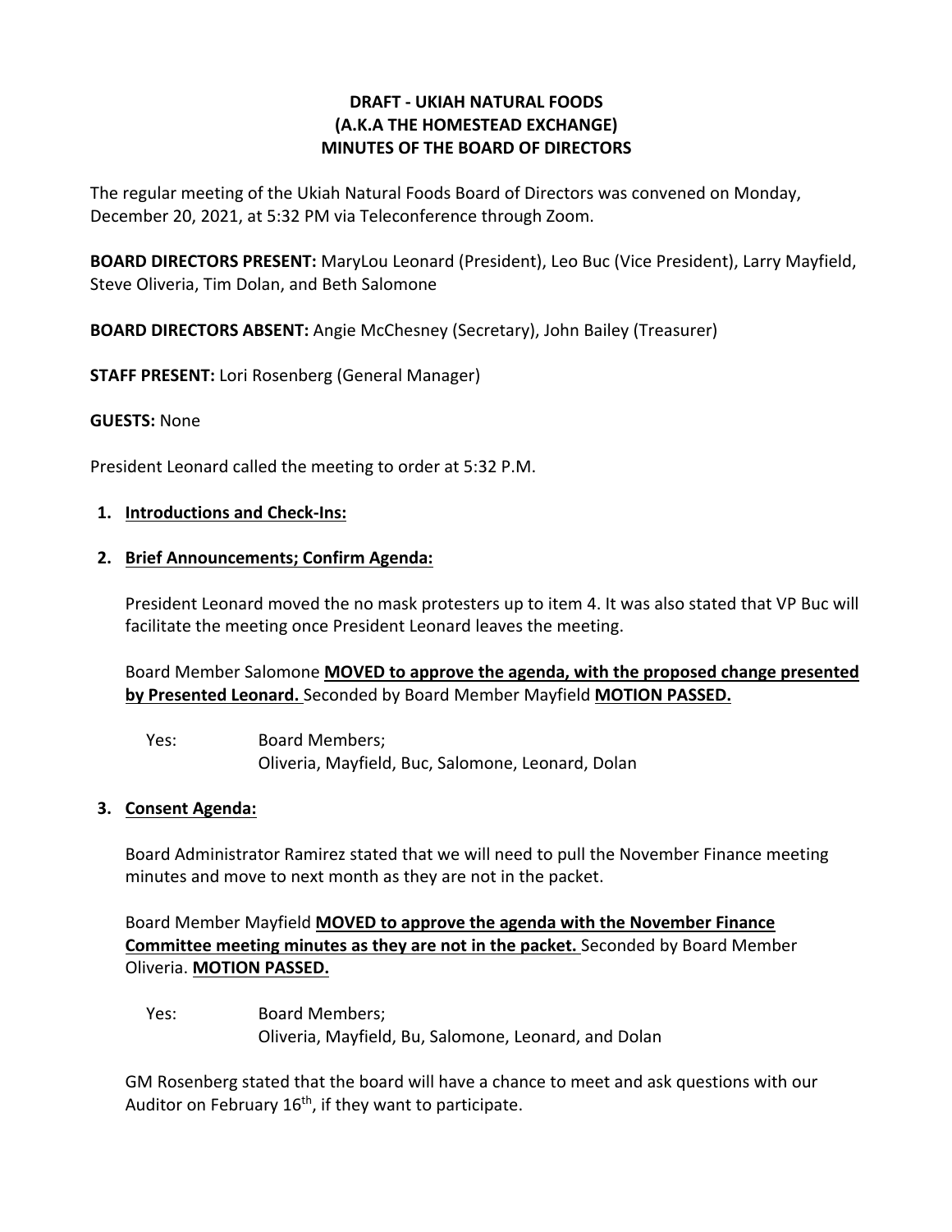# DRAFT - UKIAH NATURAL FOODS
# (A.K.A THE HOMESTEAD EXCHANGE)
# MINUTES OF THE BOARD OF DIRECTORS

The regular meeting of the Ukiah Natural Foods Board of Directors was convened on Monday, December 20, 2021, at 5:32 PM via Teleconference through Zoom.

**BOARD DIRECTORS PRESENT:** MaryLou Leonard (President), Leo Buc (Vice President), Larry Mayfield, Steve Oliveria, Tim Dolan, and Beth Salomone

**BOARD DIRECTORS ABSENT:** Angie McChesney (Secretary), John Bailey (Treasurer)

**STAFF PRESENT:** Lori Rosenberg (General Manager)

**GUESTS:** None

President Leonard called the meeting to order at 5:32 P.M.

1. **Introductions and Check-Ins:**

2. **Brief Announcements; Confirm Agenda:**

   President Leonard moved the no mask protesters up to item 4. It was also stated that VP Buc will facilitate the meeting once President Leonard leaves the meeting.

   Board Member Salomone **MOVED to approve the agenda, with the proposed change presented by Presented Leonard.** Seconded by Board Member Mayfield **MOTION PASSED.**

   Yes: Board Members;
   Oliveria, Mayfield, Buc, Salomone, Leonard, Dolan

3. **Consent Agenda:**

   Board Administrator Ramirez stated that we will need to pull the November Finance meeting minutes and move to next month as they are not in the packet.

   Board Member Mayfield **MOVED to approve the agenda with the November Finance Committee meeting minutes as they are not in the packet.** Seconded by Board Member Oliveria. **MOTION PASSED.**

   Yes: Board Members;
   Oliveria, Mayfield, Bu, Salomone, Leonard, and Dolan

   GM Rosenberg stated that the board will have a chance to meet and ask questions with our Auditor on February 16th, if they want to participate.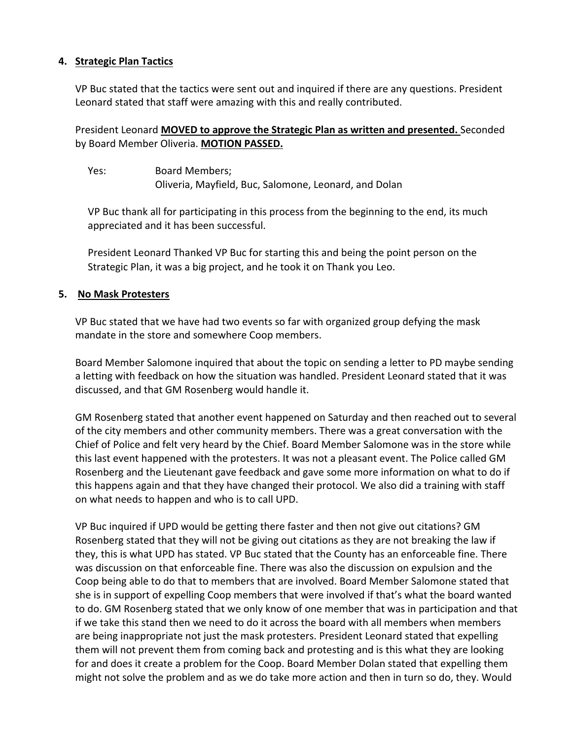**4. Strategic Plan Tactics**

VP Buc stated that the tactics were sent out and inquired if there are any questions. President Leonard stated that staff were amazing with this and really contributed.

President Leonard **MOVED to approve the Strategic Plan as written and presented.** Seconded by Board Member Oliveria. **MOTION PASSED.**

Yes: Board Members;
Oliveria, Mayfield, Buc, Salomone, Leonard, and Dolan

VP Buc thank all for participating in this process from the beginning to the end, its much appreciated and it has been successful.

President Leonard Thanked VP Buc for starting this and being the point person on the Strategic Plan, it was a big project, and he took it on Thank you Leo.

**5. No Mask Protesters**

VP Buc stated that we have had two events so far with organized group defying the mask mandate in the store and somewhere Coop members.

Board Member Salomone inquired that about the topic on sending a letter to PD maybe sending a letting with feedback on how the situation was handled. President Leonard stated that it was discussed, and that GM Rosenberg would handle it.

GM Rosenberg stated that another event happened on Saturday and then reached out to several of the city members and other community members. There was a great conversation with the Chief of Police and felt very heard by the Chief. Board Member Salomone was in the store while this last event happened with the protesters. It was not a pleasant event. The Police called GM Rosenberg and the Lieutenant gave feedback and gave some more information on what to do if this happens again and that they have changed their protocol. We also did a training with staff on what needs to happen and who is to call UPD.

VP Buc inquired if UPD would be getting there faster and then not give out citations? GM Rosenberg stated that they will not be giving out citations as they are not breaking the law if they, this is what UPD has stated. VP Buc stated that the County has an enforceable fine. There was discussion on that enforceable fine. There was also the discussion on expulsion and the Coop being able to do that to members that are involved. Board Member Salomone stated that she is in support of expelling Coop members that were involved if that's what the board wanted to do. GM Rosenberg stated that we only know of one member that was in participation and that if we take this stand then we need to do it across the board with all members when members are being inappropriate not just the mask protesters. President Leonard stated that expelling them will not prevent them from coming back and protesting and is this what they are looking for and does it create a problem for the Coop. Board Member Dolan stated that expelling them might not solve the problem and as we do take more action and then in turn so do, they. Would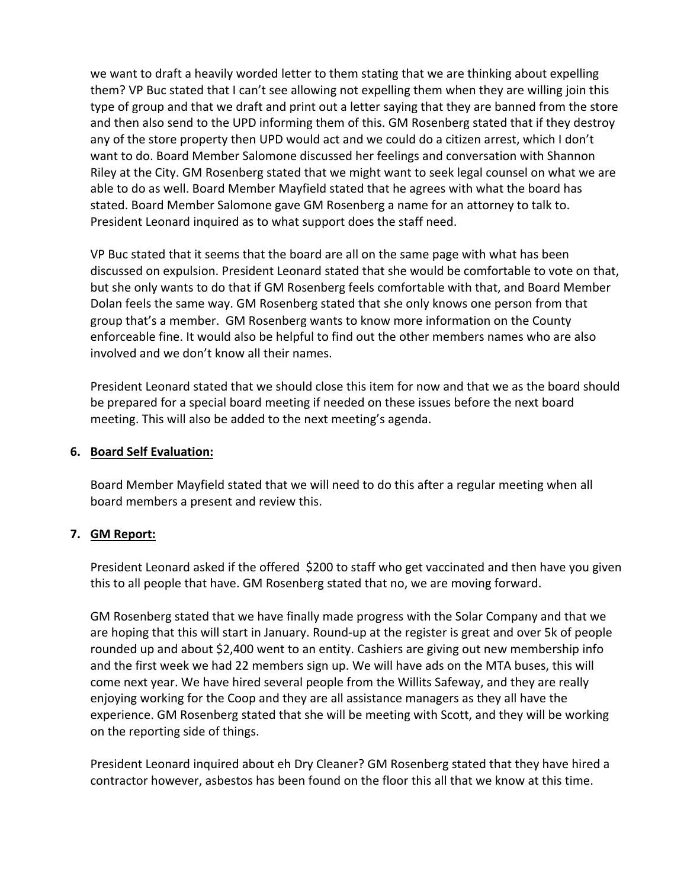we want to draft a heavily worded letter to them stating that we are thinking about expelling them? VP Buc stated that I can't see allowing not expelling them when they are willing join this type of group and that we draft and print out a letter saying that they are banned from the store and then also send to the UPD informing them of this. GM Rosenberg stated that if they destroy any of the store property then UPD would act and we could do a citizen arrest, which I don't want to do. Board Member Salomone discussed her feelings and conversation with Shannon Riley at the City. GM Rosenberg stated that we might want to seek legal counsel on what we are able to do as well. Board Member Mayfield stated that he agrees with what the board has stated. Board Member Salomone gave GM Rosenberg a name for an attorney to talk to. President Leonard inquired as to what support does the staff need.

VP Buc stated that it seems that the board are all on the same page with what has been discussed on expulsion. President Leonard stated that she would be comfortable to vote on that, but she only wants to do that if GM Rosenberg feels comfortable with that, and Board Member Dolan feels the same way. GM Rosenberg stated that she only knows one person from that group that's a member. GM Rosenberg wants to know more information on the County enforceable fine. It would also be helpful to find out the other members names who are also involved and we don't know all their names.

President Leonard stated that we should close this item for now and that we as the board should be prepared for a special board meeting if needed on these issues before the next board meeting. This will also be added to the next meeting's agenda.

6. **<u>Board Self Evaluation:</u>**

   Board Member Mayfield stated that we will need to do this after a regular meeting when all board members a present and review this.

7. **<u>GM Report:</u>**

   President Leonard asked if the offered $200 to staff who get vaccinated and then have you given this to all people that have. GM Rosenberg stated that no, we are moving forward.

   GM Rosenberg stated that we have finally made progress with the Solar Company and that we are hoping that this will start in January. Round-up at the register is great and over 5k of people rounded up and about $2,400 went to an entity. Cashiers are giving out new membership info and the first week we had 22 members sign up. We will have ads on the MTA buses, this will come next year. We have hired several people from the Willits Safeway, and they are really enjoying working for the Coop and they are all assistance managers as they all have the experience. GM Rosenberg stated that she will be meeting with Scott, and they will be working on the reporting side of things.

   President Leonard inquired about eh Dry Cleaner? GM Rosenberg stated that they have hired a contractor however, asbestos has been found on the floor this all that we know at this time.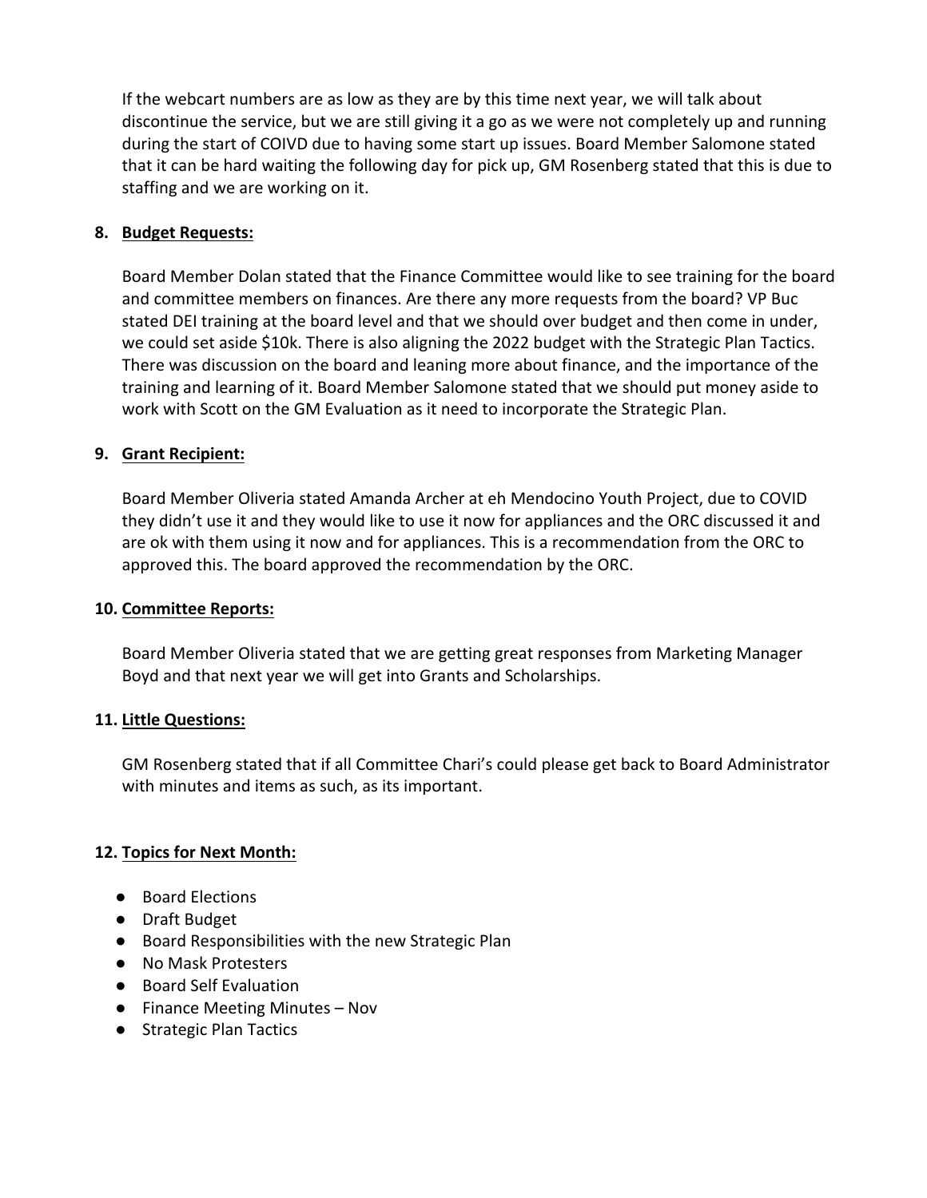If the webcart numbers are as low as they are by this time next year, we will talk about discontinue the service, but we are still giving it a go as we were not completely up and running during the start of COIVD due to having some start up issues. Board Member Salomone stated that it can be hard waiting the following day for pick up, GM Rosenberg stated that this is due to staffing and we are working on it.

**8. Budget Requests:**

Board Member Dolan stated that the Finance Committee would like to see training for the board and committee members on finances. Are there any more requests from the board? VP Buc stated DEI training at the board level and that we should over budget and then come in under, we could set aside $10k. There is also aligning the 2022 budget with the Strategic Plan Tactics. There was discussion on the board and leaning more about finance, and the importance of the training and learning of it. Board Member Salomone stated that we should put money aside to work with Scott on the GM Evaluation as it need to incorporate the Strategic Plan.

**9. Grant Recipient:**

Board Member Oliveria stated Amanda Archer at eh Mendocino Youth Project, due to COVID they didn't use it and they would like to use it now for appliances and the ORC discussed it and are ok with them using it now and for appliances. This is a recommendation from the ORC to approved this. The board approved the recommendation by the ORC.

**10. Committee Reports:**

Board Member Oliveria stated that we are getting great responses from Marketing Manager Boyd and that next year we will get into Grants and Scholarships.

**11. Little Questions:**

GM Rosenberg stated that if all Committee Chari's could please get back to Board Administrator with minutes and items as such, as its important.

**12. Topics for Next Month:**

- Board Elections
- Draft Budget
- Board Responsibilities with the new Strategic Plan
- No Mask Protesters
- Board Self Evaluation
- Finance Meeting Minutes – Nov
- Strategic Plan Tactics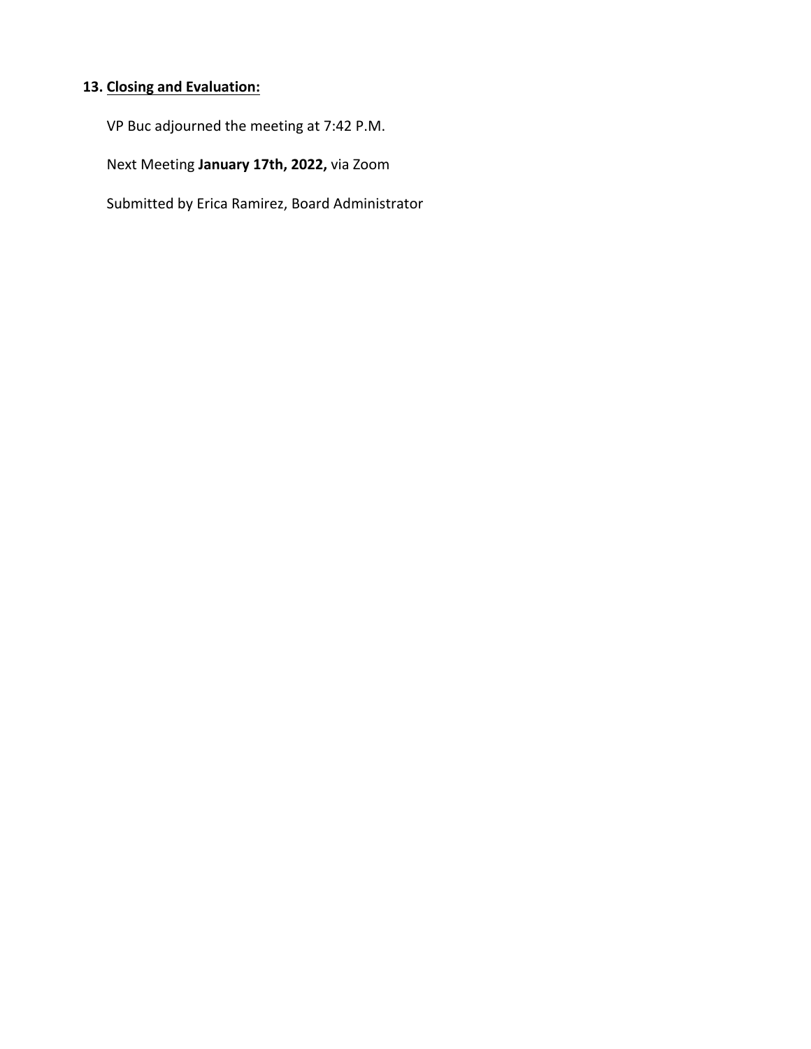## 13. Closing and Evaluation:

VP Buc adjourned the meeting at 7:42 P.M.

Next Meeting **January 17th, 2022,** via Zoom

Submitted by Erica Ramirez, Board Administrator